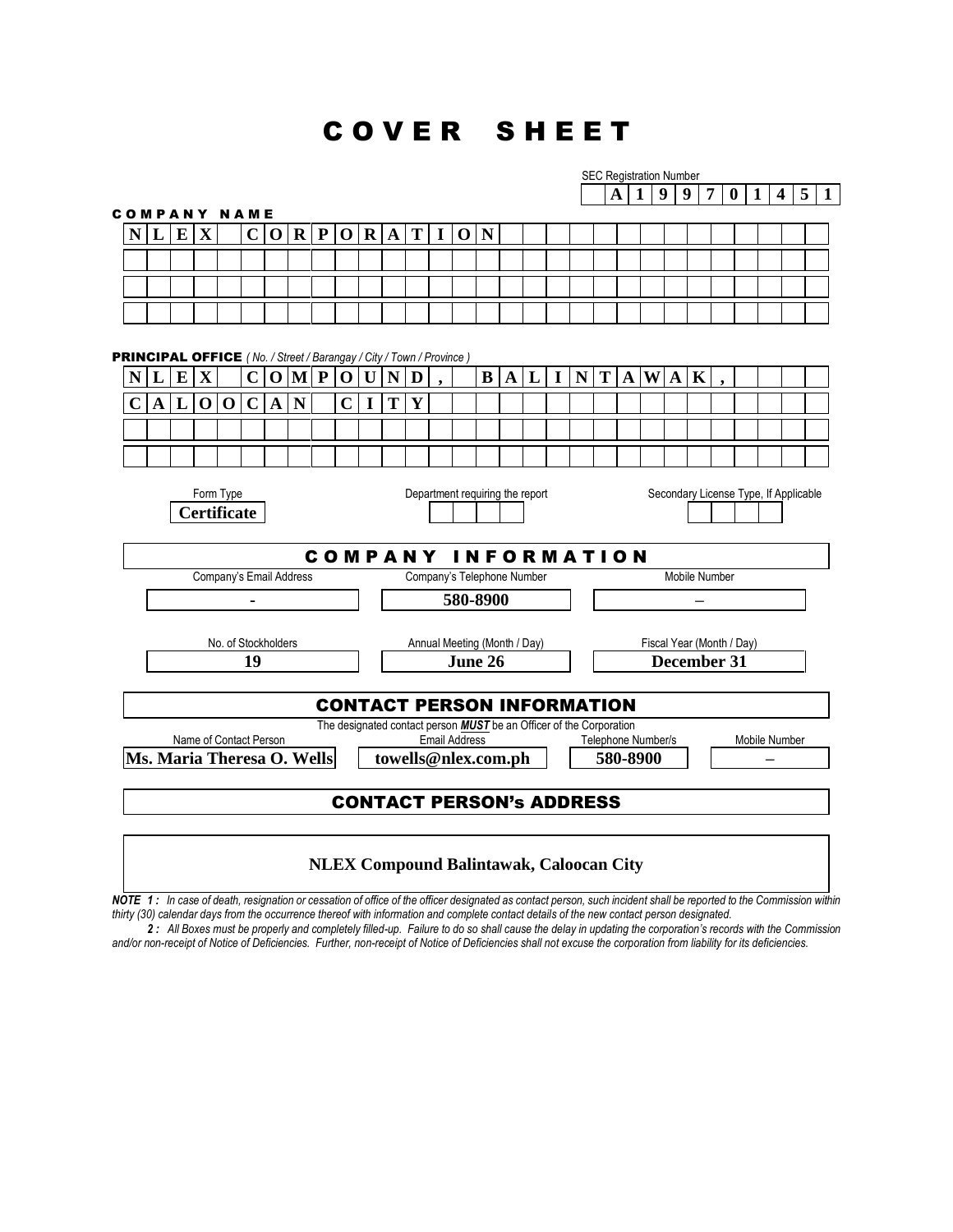# COVER SHEET

SEC Registration Number

**A 1 9 9 7 0 1 4 5 1**

## COMPANY NAME

**NLEX CORPORATION**

**PRINCIPAL OFFICE** *( No. / Street / Barangay / City / Town / Province )*

**NLEX COMPOUND, BALINTAWAK,**
**CALOOCAN CITY**

| Form Type | Department requiring the report | Secondary License Type, If Applicable |
|---|---|---|
| **Certificate** | | |

## COMPANY INFORMATION

| Company's Email Address | Company's Telephone Number | Mobile Number |
|---|---|---|
| **-** | **580-8900** | **–** |

| No. of Stockholders | Annual Meeting (Month / Day) | Fiscal Year (Month / Day) |
|---|---|---|
| **19** | **June 26** | **December 31** |

## CONTACT PERSON INFORMATION

The designated contact person ***MUST*** be an Officer of the Corporation

| Name of Contact Person | Email Address | Telephone Number/s | Mobile Number |
|---|---|---|---|
| **Ms. Maria Theresa O. Wells** | **towells@nlex.com.ph** | **580-8900** | **–** |

## CONTACT PERSON's ADDRESS

**NLEX Compound Balintawak, Caloocan City**

***NOTE 1 :*** *In case of death, resignation or cessation of office of the officer designated as contact person, such incident shall be reported to the Commission within thirty (30) calendar days from the occurrence thereof with information and complete contact details of the new contact person designated.*

***2 :*** *All Boxes must be properly and completely filled-up. Failure to do so shall cause the delay in updating the corporation's records with the Commission and/or non-receipt of Notice of Deficiencies. Further, non-receipt of Notice of Deficiencies shall not excuse the corporation from liability for its deficiencies.*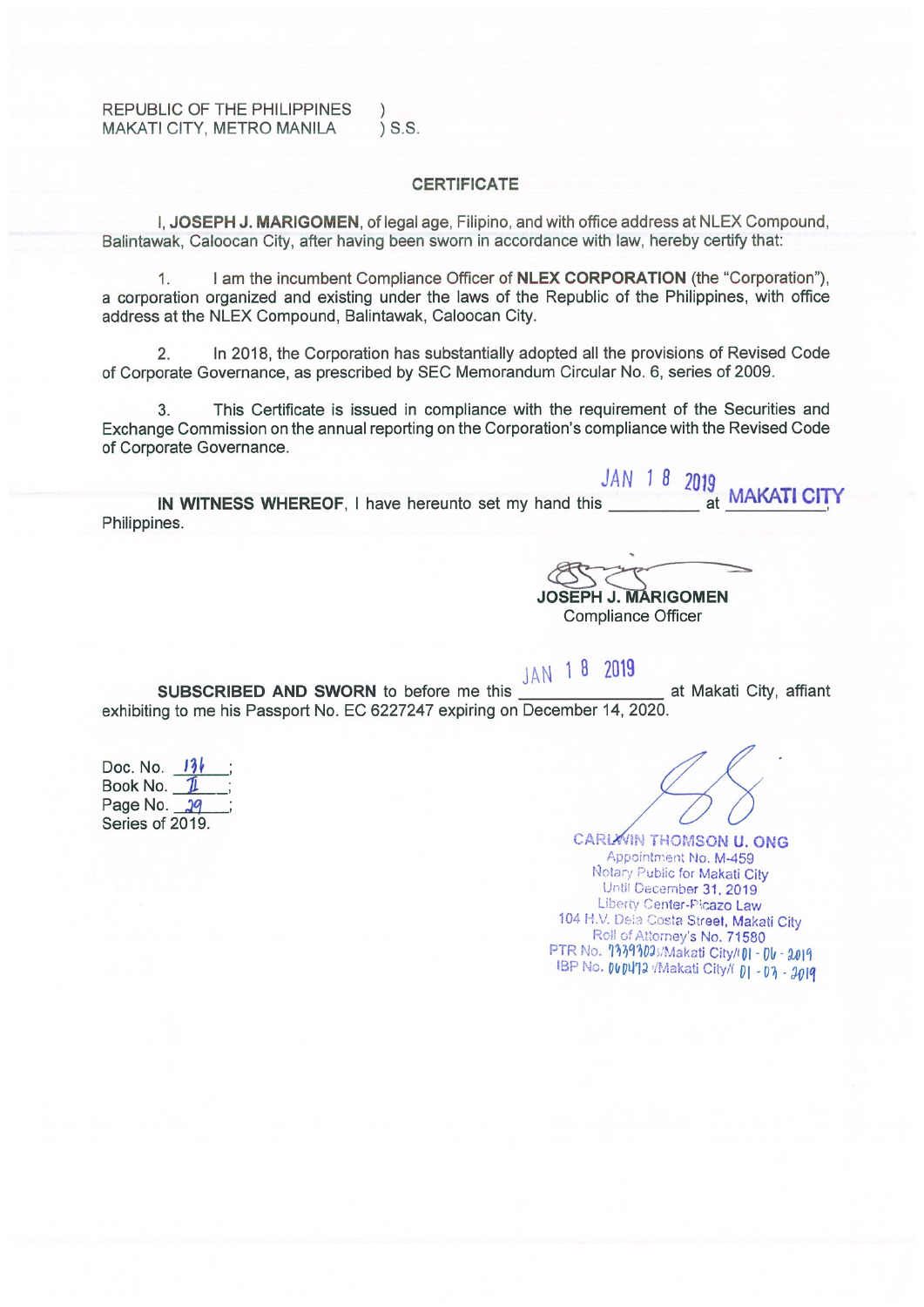REPUBLIC OF THE PHILIPPINES )
MAKATI CITY, METRO MANILA ) S.S.

## CERTIFICATE

I, **JOSEPH J. MARIGOMEN**, of legal age, Filipino, and with office address at NLEX Compound, Balintawak, Caloocan City, after having been sworn in accordance with law, hereby certify that:

1. I am the incumbent Compliance Officer of **NLEX CORPORATION** (the "Corporation"), a corporation organized and existing under the laws of the Republic of the Philippines, with office address at the NLEX Compound, Balintawak, Caloocan City.

2. In 2018, the Corporation has substantially adopted all the provisions of Revised Code of Corporate Governance, as prescribed by SEC Memorandum Circular No. 6, series of 2009.

3. This Certificate is issued in compliance with the requirement of the Securities and Exchange Commission on the annual reporting on the Corporation's compliance with the Revised Code of Corporate Governance.

**IN WITNESS WHEREOF**, I have hereunto set my hand this JAN 18 2019 at MAKATI CITY, Philippines.

**JOSEPH J. MARIGOMEN**
Compliance Officer

**SUBSCRIBED AND SWORN** to before me this JAN 18 2019 at Makati City, affiant exhibiting to me his Passport No. EC 6227247 expiring on December 14, 2020.

Doc. No. 136;
Book No. II;
Page No. 29;
Series of 2019.

CARLWIN THOMSON U. ONG
Appointment No. M-459
Notary Public for Makati City
Until December 31, 2019
Liberty Center-Picazo Law
104 H.V. Dela Costa Street, Makati City
Roll of Attorney's No. 71580
PTR No. 7339302/Makati City/01-06-2019
IBP No. 060472/Makati City/01-07-2019